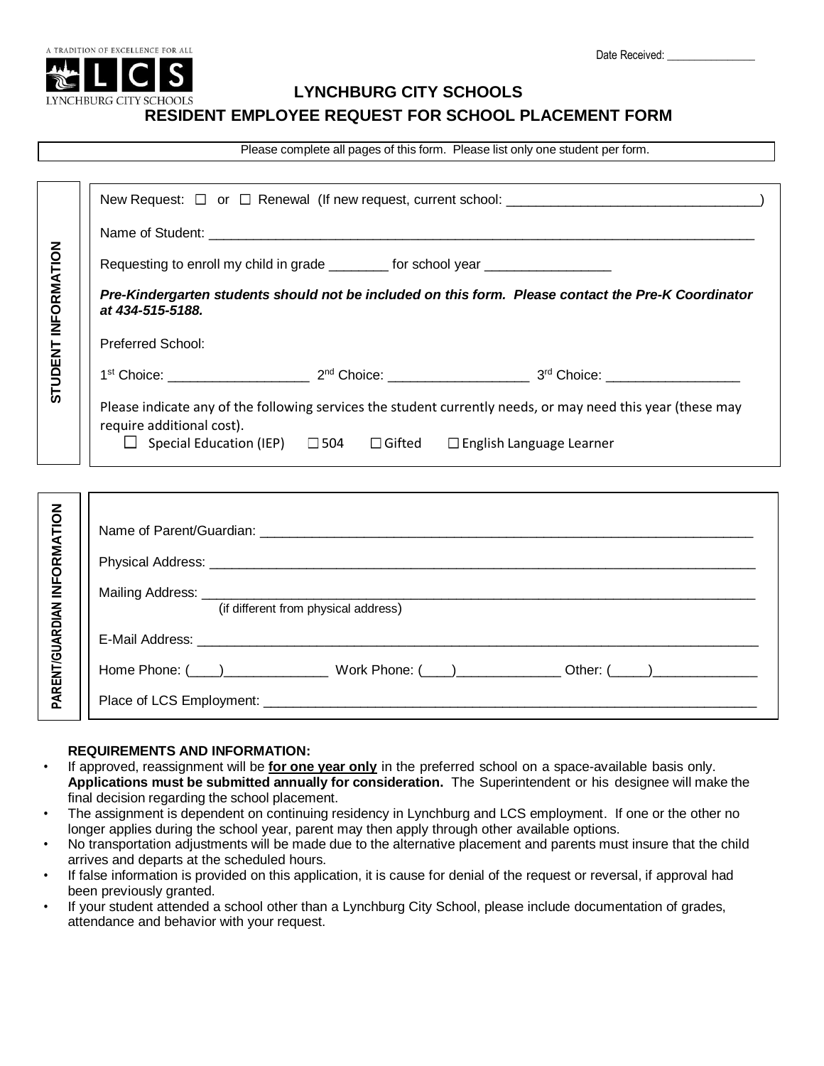Date Received: ________________

A TRADITION OF EXCELLENCE FOR ALL

LCS

LYNCHBURG CITY SCHOOLS

# LYNCHBURG CITY SCHOOLS

## RESIDENT EMPLOYEE REQUEST FOR SCHOOL PLACEMENT FORM

Please complete all pages of this form. Please list only one student per form.

### STUDENT INFORMATION

New Request: ☐ or ☐ Renewal (If new request, current school: ________________________________)

Name of Student: ____________________________________________________________________________

Requesting to enroll my child in grade ________ for school year _________________

***Pre-Kindergarten students should not be included on this form. Please contact the Pre-K Coordinator at 434-515-5188.***

Preferred School:

1st Choice: ___________________ 2nd Choice: ___________________ 3rd Choice: __________________

Please indicate any of the following services the student currently needs, or may need this year (these may require additional cost).

☐ Special Education (IEP) ☐ 504 ☐ Gifted ☐ English Language Learner

### PARENT/GUARDIAN INFORMATION

Name of Parent/Guardian: ____________________________________________________________________

Physical Address: ___________________________________________________________________________

Mailing Address: ____________________________________________________________________________
(if different from physical address)

E-Mail Address: _____________________________________________________________________________

Home Phone: (____)______________ Work Phone: (____)______________ Other: (_____)______________

Place of LCS Employment: ____________________________________________________________________

**REQUIREMENTS AND INFORMATION:**

- If approved, reassignment will be **for one year only** in the preferred school on a space-available basis only. **Applications must be submitted annually for consideration.** The Superintendent or his designee will make the final decision regarding the school placement.
- The assignment is dependent on continuing residency in Lynchburg and LCS employment. If one or the other no longer applies during the school year, parent may then apply through other available options.
- No transportation adjustments will be made due to the alternative placement and parents must insure that the child arrives and departs at the scheduled hours.
- If false information is provided on this application, it is cause for denial of the request or reversal, if approval had been previously granted.
- If your student attended a school other than a Lynchburg City School, please include documentation of grades, attendance and behavior with your request.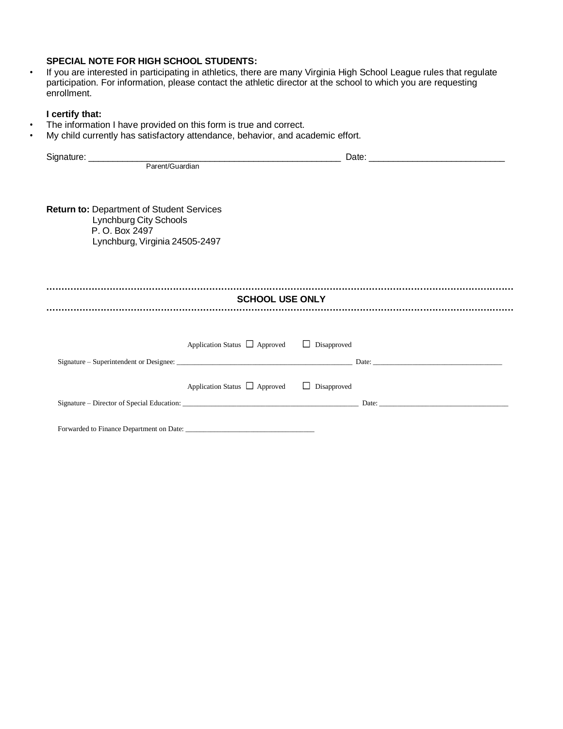**SPECIAL NOTE FOR HIGH SCHOOL STUDENTS:**

- If you are interested in participating in athletics, there are many Virginia High School League rules that regulate participation. For information, please contact the athletic director at the school to which you are requesting enrollment.

**I certify that:**

- The information I have provided on this form is true and correct.
- My child currently has satisfactory attendance, behavior, and academic effort.

Signature: ___________________________________________________ Date: ___________________________
Parent/Guardian

**Return to:** Department of Student Services
Lynchburg City Schools
P. O. Box 2497
Lynchburg, Virginia 24505-2497

**SCHOOL USE ONLY**

Application Status ☐ Approved ☐ Disapproved

Signature – Superintendent or Designee: _________________________________________________ Date: ___________________________________

Application Status ☐ Approved ☐ Disapproved

Signature – Director of Special Education: _________________________________________________ Date: ___________________________________

Forwarded to Finance Department on Date: ___________________________________